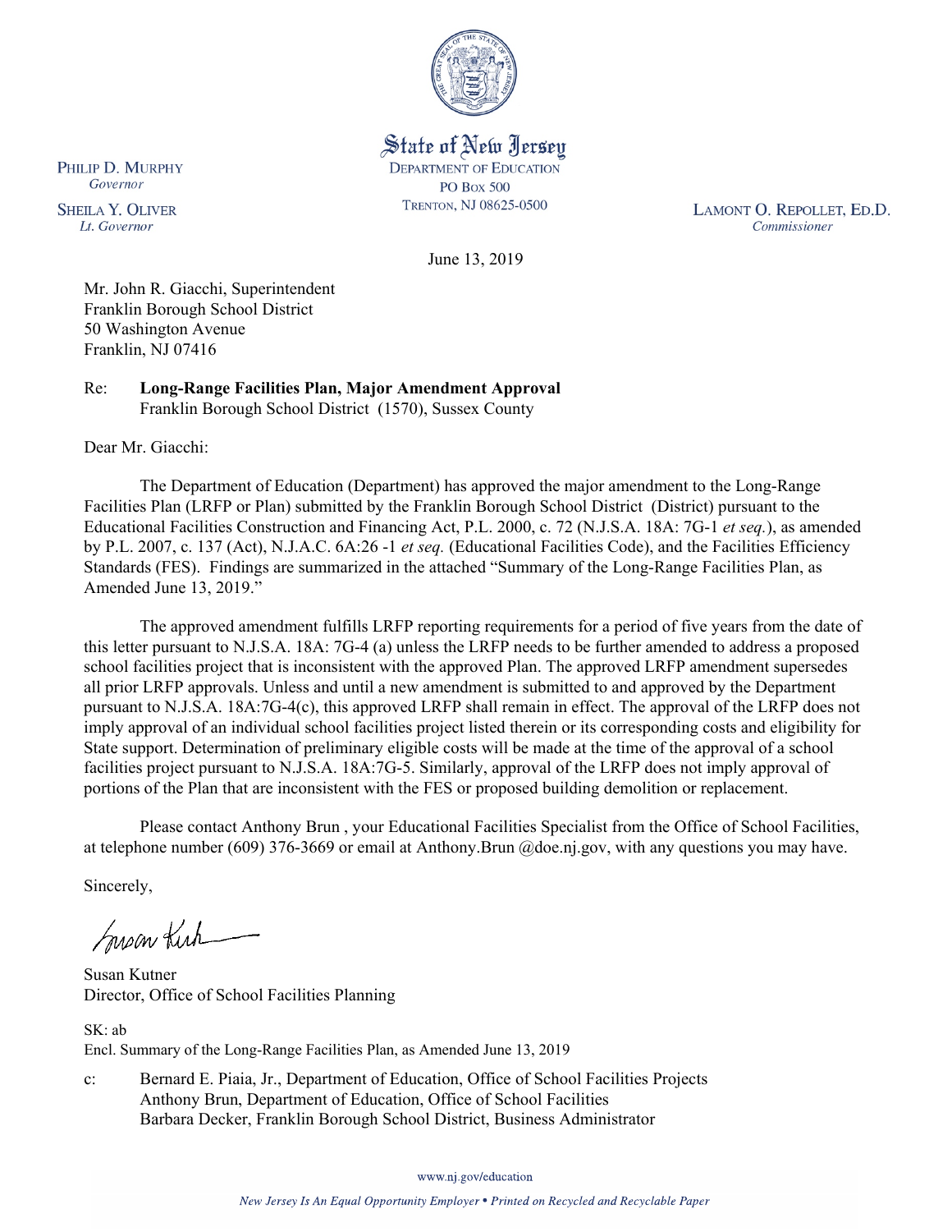State of New Jersey
DEPARTMENT OF EDUCATION
PO Box 500
TRENTON, NJ 08625-0500

PHILIP D. MURPHY
*Governor*

SHEILA Y. OLIVER
*Lt. Governor*

LAMONT O. REPOLLET, ED.D.
*Commissioner*

June 13, 2019

Mr. John R. Giacchi, Superintendent
Franklin Borough School District
50 Washington Avenue
Franklin, NJ 07416

Re: **Long-Range Facilities Plan, Major Amendment Approval**
Franklin Borough School District (1570), Sussex County

Dear Mr. Giacchi:

The Department of Education (Department) has approved the major amendment to the Long-Range Facilities Plan (LRFP or Plan) submitted by the Franklin Borough School District (District) pursuant to the Educational Facilities Construction and Financing Act, P.L. 2000, c. 72 (N.J.S.A. 18A: 7G-1 *et seq.*), as amended by P.L. 2007, c. 137 (Act), N.J.A.C. 6A:26 -1 *et seq.* (Educational Facilities Code), and the Facilities Efficiency Standards (FES). Findings are summarized in the attached "Summary of the Long-Range Facilities Plan, as Amended June 13, 2019."

The approved amendment fulfills LRFP reporting requirements for a period of five years from the date of this letter pursuant to N.J.S.A. 18A: 7G-4 (a) unless the LRFP needs to be further amended to address a proposed school facilities project that is inconsistent with the approved Plan. The approved LRFP amendment supersedes all prior LRFP approvals. Unless and until a new amendment is submitted to and approved by the Department pursuant to N.J.S.A. 18A:7G-4(c), this approved LRFP shall remain in effect. The approval of the LRFP does not imply approval of an individual school facilities project listed therein or its corresponding costs and eligibility for State support. Determination of preliminary eligible costs will be made at the time of the approval of a school facilities project pursuant to N.J.S.A. 18A:7G-5. Similarly, approval of the LRFP does not imply approval of portions of the Plan that are inconsistent with the FES or proposed building demolition or replacement.

Please contact Anthony Brun , your Educational Facilities Specialist from the Office of School Facilities, at telephone number (609) 376-3669 or email at Anthony.Brun @doe.nj.gov, with any questions you may have.

Sincerely,

Susan Kutner
Director, Office of School Facilities Planning

SK: ab
Encl. Summary of the Long-Range Facilities Plan, as Amended June 13, 2019

c: Bernard E. Piaia, Jr., Department of Education, Office of School Facilities Projects
Anthony Brun, Department of Education, Office of School Facilities
Barbara Decker, Franklin Borough School District, Business Administrator

www.nj.gov/education

*New Jersey Is An Equal Opportunity Employer • Printed on Recycled and Recyclable Paper*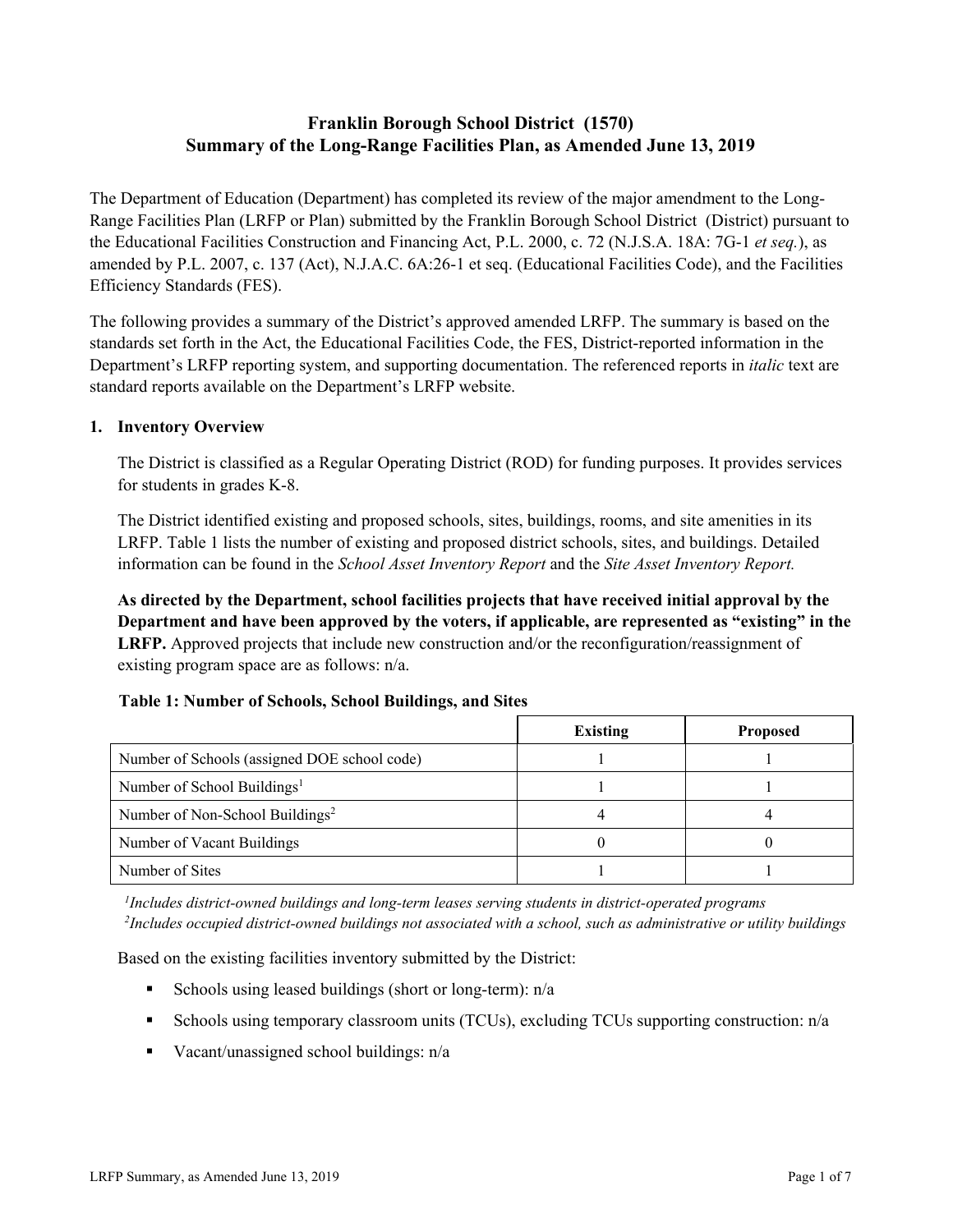# Franklin Borough School District (1570)
# Summary of the Long-Range Facilities Plan, as Amended June 13, 2019

The Department of Education (Department) has completed its review of the major amendment to the Long-Range Facilities Plan (LRFP or Plan) submitted by the Franklin Borough School District (District) pursuant to the Educational Facilities Construction and Financing Act, P.L. 2000, c. 72 (N.J.S.A. 18A: 7G-1 *et seq.*), as amended by P.L. 2007, c. 137 (Act), N.J.A.C. 6A:26-1 et seq. (Educational Facilities Code), and the Facilities Efficiency Standards (FES).

The following provides a summary of the District's approved amended LRFP. The summary is based on the standards set forth in the Act, the Educational Facilities Code, the FES, District-reported information in the Department's LRFP reporting system, and supporting documentation. The referenced reports in *italic* text are standard reports available on the Department's LRFP website.

## 1. Inventory Overview

The District is classified as a Regular Operating District (ROD) for funding purposes. It provides services for students in grades K-8.

The District identified existing and proposed schools, sites, buildings, rooms, and site amenities in its LRFP. Table 1 lists the number of existing and proposed district schools, sites, and buildings. Detailed information can be found in the *School Asset Inventory Report* and the *Site Asset Inventory Report.*

**As directed by the Department, school facilities projects that have received initial approval by the Department and have been approved by the voters, if applicable, are represented as "existing" in the LRFP.** Approved projects that include new construction and/or the reconfiguration/reassignment of existing program space are as follows: n/a.

**Table 1: Number of Schools, School Buildings, and Sites**

| | Existing | Proposed |
|---|---|---|
| Number of Schools (assigned DOE school code) | 1 | 1 |
| Number of School Buildings[1] | 1 | 1 |
| Number of Non-School Buildings[2] | 4 | 4 |
| Number of Vacant Buildings | 0 | 0 |
| Number of Sites | 1 | 1 |

*[1]Includes district-owned buildings and long-term leases serving students in district-operated programs*
*[2]Includes occupied district-owned buildings not associated with a school, such as administrative or utility buildings*

Based on the existing facilities inventory submitted by the District:

- Schools using leased buildings (short or long-term): n/a
- Schools using temporary classroom units (TCUs), excluding TCUs supporting construction: n/a
- Vacant/unassigned school buildings: n/a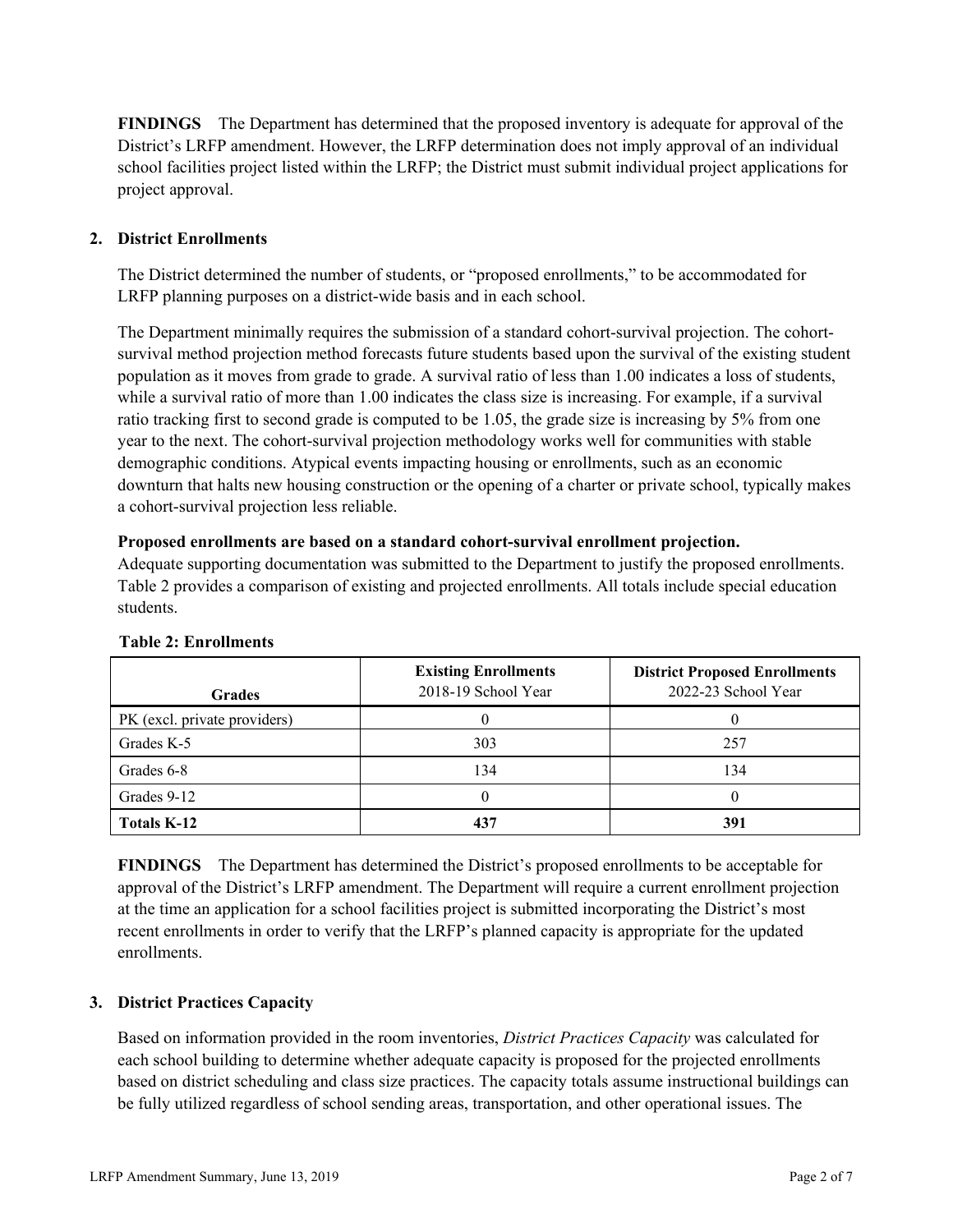**FINDINGS** The Department has determined that the proposed inventory is adequate for approval of the District's LRFP amendment. However, the LRFP determination does not imply approval of an individual school facilities project listed within the LRFP; the District must submit individual project applications for project approval.

## 2. District Enrollments

The District determined the number of students, or "proposed enrollments," to be accommodated for LRFP planning purposes on a district-wide basis and in each school.

The Department minimally requires the submission of a standard cohort-survival projection. The cohort-survival method projection method forecasts future students based upon the survival of the existing student population as it moves from grade to grade. A survival ratio of less than 1.00 indicates a loss of students, while a survival ratio of more than 1.00 indicates the class size is increasing. For example, if a survival ratio tracking first to second grade is computed to be 1.05, the grade size is increasing by 5% from one year to the next. The cohort-survival projection methodology works well for communities with stable demographic conditions. Atypical events impacting housing or enrollments, such as an economic downturn that halts new housing construction or the opening of a charter or private school, typically makes a cohort-survival projection less reliable.

**Proposed enrollments are based on a standard cohort-survival enrollment projection.**

Adequate supporting documentation was submitted to the Department to justify the proposed enrollments. Table 2 provides a comparison of existing and projected enrollments. All totals include special education students.

**Table 2: Enrollments**

| Grades | Existing Enrollments 2018-19 School Year | District Proposed Enrollments 2022-23 School Year |
|---|---|---|
| PK (excl. private providers) | 0 | 0 |
| Grades K-5 | 303 | 257 |
| Grades 6-8 | 134 | 134 |
| Grades 9-12 | 0 | 0 |
| **Totals K-12** | **437** | **391** |

**FINDINGS** The Department has determined the District's proposed enrollments to be acceptable for approval of the District's LRFP amendment. The Department will require a current enrollment projection at the time an application for a school facilities project is submitted incorporating the District's most recent enrollments in order to verify that the LRFP's planned capacity is appropriate for the updated enrollments.

## 3. District Practices Capacity

Based on information provided in the room inventories, *District Practices Capacity* was calculated for each school building to determine whether adequate capacity is proposed for the projected enrollments based on district scheduling and class size practices. The capacity totals assume instructional buildings can be fully utilized regardless of school sending areas, transportation, and other operational issues. The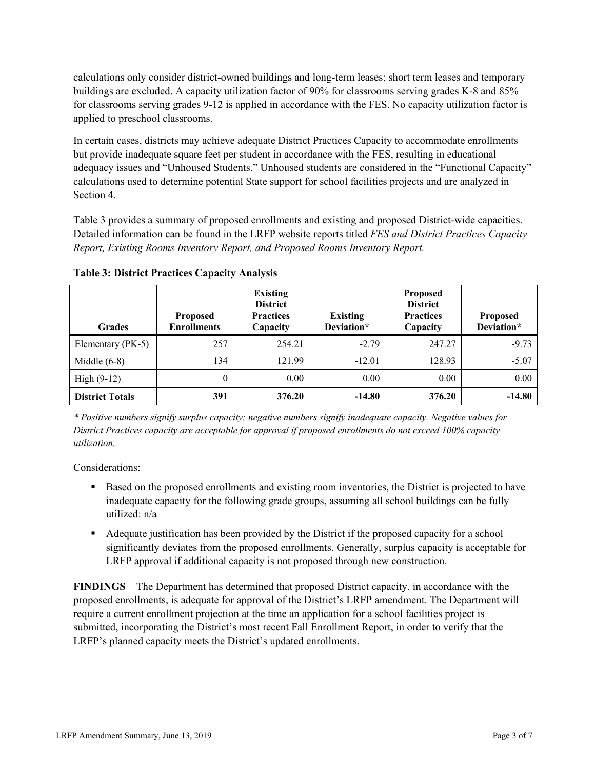calculations only consider district-owned buildings and long-term leases; short term leases and temporary buildings are excluded. A capacity utilization factor of 90% for classrooms serving grades K-8 and 85% for classrooms serving grades 9-12 is applied in accordance with the FES. No capacity utilization factor is applied to preschool classrooms.

In certain cases, districts may achieve adequate District Practices Capacity to accommodate enrollments but provide inadequate square feet per student in accordance with the FES, resulting in educational adequacy issues and "Unhoused Students." Unhoused students are considered in the "Functional Capacity" calculations used to determine potential State support for school facilities projects and are analyzed in Section 4.

Table 3 provides a summary of proposed enrollments and existing and proposed District-wide capacities. Detailed information can be found in the LRFP website reports titled *FES and District Practices Capacity Report, Existing Rooms Inventory Report, and Proposed Rooms Inventory Report.*

**Table 3: District Practices Capacity Analysis**

| Grades | Proposed Enrollments | Existing District Practices Capacity | Existing Deviation* | Proposed District Practices Capacity | Proposed Deviation* |
|---|---|---|---|---|---|
| Elementary (PK-5) | 257 | 254.21 | -2.79 | 247.27 | -9.73 |
| Middle (6-8) | 134 | 121.99 | -12.01 | 128.93 | -5.07 |
| High (9-12) | 0 | 0.00 | 0.00 | 0.00 | 0.00 |
| **District Totals** | **391** | **376.20** | **-14.80** | **376.20** | **-14.80** |

*\* Positive numbers signify surplus capacity; negative numbers signify inadequate capacity. Negative values for District Practices capacity are acceptable for approval if proposed enrollments do not exceed 100% capacity utilization.*

Considerations:

- Based on the proposed enrollments and existing room inventories, the District is projected to have inadequate capacity for the following grade groups, assuming all school buildings can be fully utilized: n/a
- Adequate justification has been provided by the District if the proposed capacity for a school significantly deviates from the proposed enrollments. Generally, surplus capacity is acceptable for LRFP approval if additional capacity is not proposed through new construction.

**FINDINGS** The Department has determined that proposed District capacity, in accordance with the proposed enrollments, is adequate for approval of the District's LRFP amendment. The Department will require a current enrollment projection at the time an application for a school facilities project is submitted, incorporating the District's most recent Fall Enrollment Report, in order to verify that the LRFP's planned capacity meets the District's updated enrollments.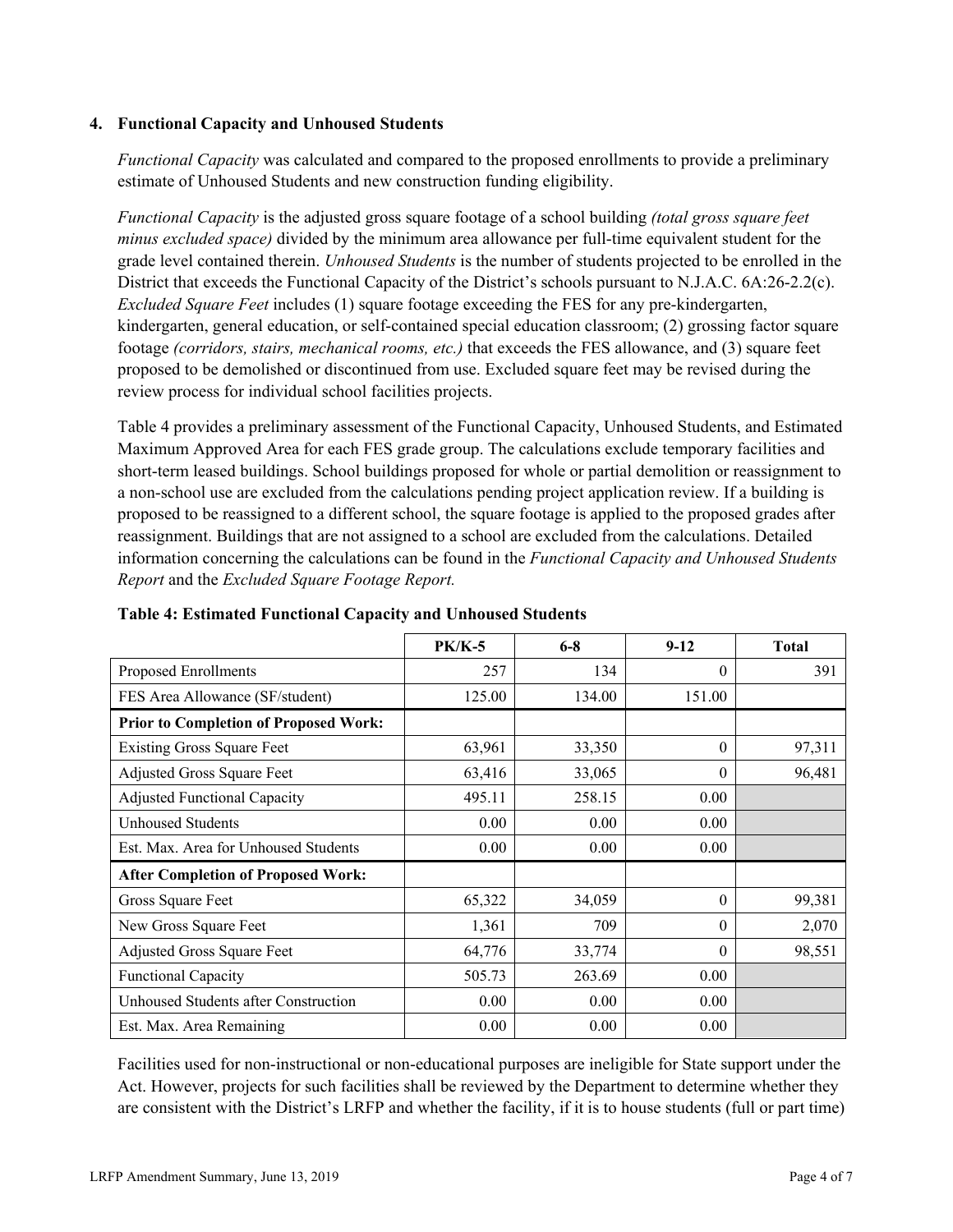## 4. Functional Capacity and Unhoused Students

*Functional Capacity* was calculated and compared to the proposed enrollments to provide a preliminary estimate of Unhoused Students and new construction funding eligibility.

*Functional Capacity* is the adjusted gross square footage of a school building *(total gross square feet minus excluded space)* divided by the minimum area allowance per full-time equivalent student for the grade level contained therein. *Unhoused Students* is the number of students projected to be enrolled in the District that exceeds the Functional Capacity of the District's schools pursuant to N.J.A.C. 6A:26-2.2(c). *Excluded Square Feet* includes (1) square footage exceeding the FES for any pre-kindergarten, kindergarten, general education, or self-contained special education classroom; (2) grossing factor square footage *(corridors, stairs, mechanical rooms, etc.)* that exceeds the FES allowance, and (3) square feet proposed to be demolished or discontinued from use. Excluded square feet may be revised during the review process for individual school facilities projects.

Table 4 provides a preliminary assessment of the Functional Capacity, Unhoused Students, and Estimated Maximum Approved Area for each FES grade group. The calculations exclude temporary facilities and short-term leased buildings. School buildings proposed for whole or partial demolition or reassignment to a non-school use are excluded from the calculations pending project application review. If a building is proposed to be reassigned to a different school, the square footage is applied to the proposed grades after reassignment. Buildings that are not assigned to a school are excluded from the calculations. Detailed information concerning the calculations can be found in the *Functional Capacity and Unhoused Students Report* and the *Excluded Square Footage Report.*

**Table 4: Estimated Functional Capacity and Unhoused Students**

| | PK/K-5 | 6-8 | 9-12 | Total |
|---|---|---|---|---|
| Proposed Enrollments | 257 | 134 | 0 | 391 |
| FES Area Allowance (SF/student) | 125.00 | 134.00 | 151.00 | |
| **Prior to Completion of Proposed Work:** | | | | |
| Existing Gross Square Feet | 63,961 | 33,350 | 0 | 97,311 |
| Adjusted Gross Square Feet | 63,416 | 33,065 | 0 | 96,481 |
| Adjusted Functional Capacity | 495.11 | 258.15 | 0.00 | |
| Unhoused Students | 0.00 | 0.00 | 0.00 | |
| Est. Max. Area for Unhoused Students | 0.00 | 0.00 | 0.00 | |
| **After Completion of Proposed Work:** | | | | |
| Gross Square Feet | 65,322 | 34,059 | 0 | 99,381 |
| New Gross Square Feet | 1,361 | 709 | 0 | 2,070 |
| Adjusted Gross Square Feet | 64,776 | 33,774 | 0 | 98,551 |
| Functional Capacity | 505.73 | 263.69 | 0.00 | |
| Unhoused Students after Construction | 0.00 | 0.00 | 0.00 | |
| Est. Max. Area Remaining | 0.00 | 0.00 | 0.00 | |

Facilities used for non-instructional or non-educational purposes are ineligible for State support under the Act. However, projects for such facilities shall be reviewed by the Department to determine whether they are consistent with the District's LRFP and whether the facility, if it is to house students (full or part time)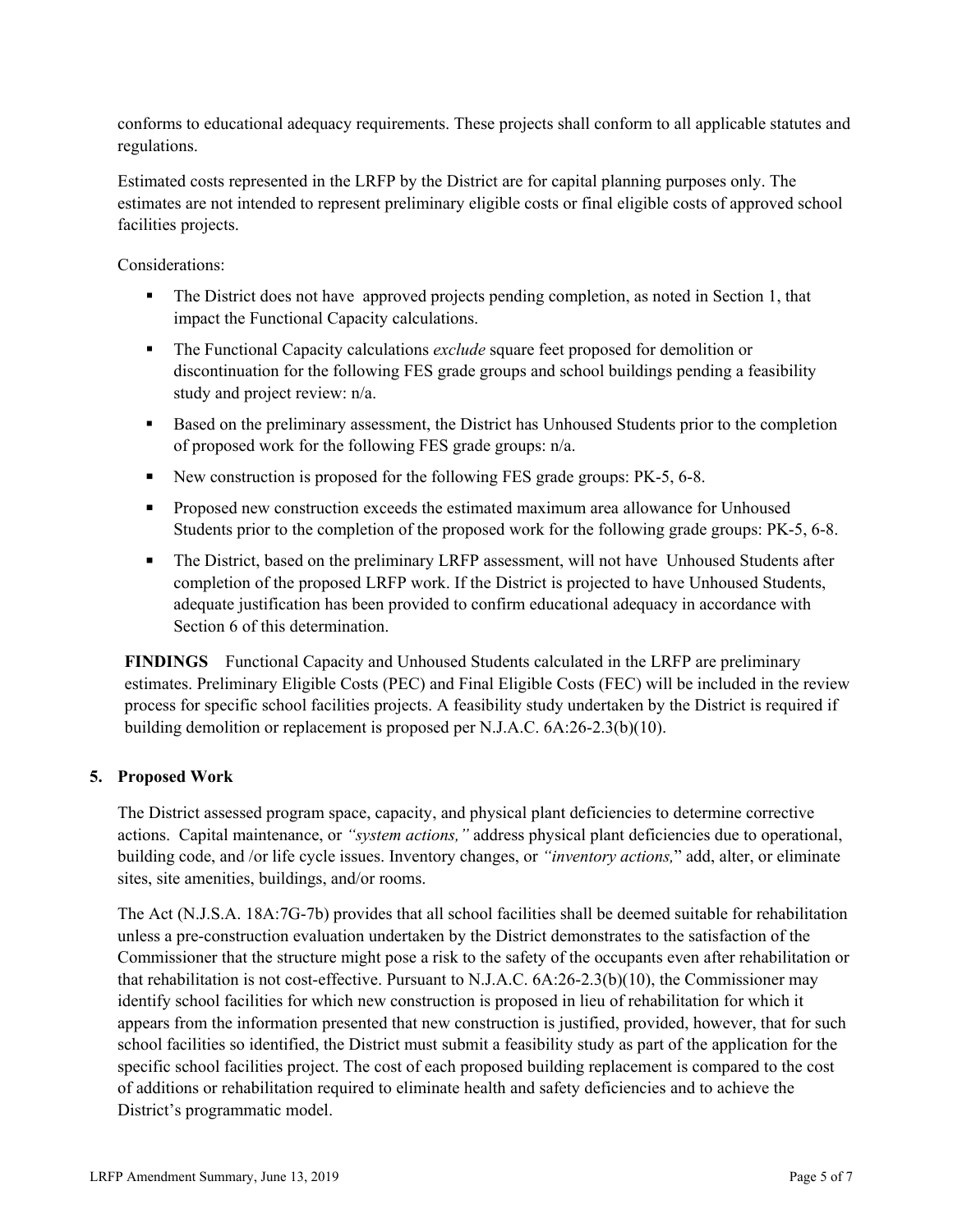conforms to educational adequacy requirements. These projects shall conform to all applicable statutes and regulations.

Estimated costs represented in the LRFP by the District are for capital planning purposes only. The estimates are not intended to represent preliminary eligible costs or final eligible costs of approved school facilities projects.

Considerations:

- The District does not have approved projects pending completion, as noted in Section 1, that impact the Functional Capacity calculations.
- The Functional Capacity calculations *exclude* square feet proposed for demolition or discontinuation for the following FES grade groups and school buildings pending a feasibility study and project review: n/a.
- Based on the preliminary assessment, the District has Unhoused Students prior to the completion of proposed work for the following FES grade groups: n/a.
- New construction is proposed for the following FES grade groups: PK-5, 6-8.
- Proposed new construction exceeds the estimated maximum area allowance for Unhoused Students prior to the completion of the proposed work for the following grade groups: PK-5, 6-8.
- The District, based on the preliminary LRFP assessment, will not have Unhoused Students after completion of the proposed LRFP work. If the District is projected to have Unhoused Students, adequate justification has been provided to confirm educational adequacy in accordance with Section 6 of this determination.

**FINDINGS** Functional Capacity and Unhoused Students calculated in the LRFP are preliminary estimates. Preliminary Eligible Costs (PEC) and Final Eligible Costs (FEC) will be included in the review process for specific school facilities projects. A feasibility study undertaken by the District is required if building demolition or replacement is proposed per N.J.A.C. 6A:26-2.3(b)(10).

## 5. Proposed Work

The District assessed program space, capacity, and physical plant deficiencies to determine corrective actions. Capital maintenance, or *"system actions,"* address physical plant deficiencies due to operational, building code, and /or life cycle issues. Inventory changes, or *"inventory actions,"* add, alter, or eliminate sites, site amenities, buildings, and/or rooms.

The Act (N.J.S.A. 18A:7G-7b) provides that all school facilities shall be deemed suitable for rehabilitation unless a pre-construction evaluation undertaken by the District demonstrates to the satisfaction of the Commissioner that the structure might pose a risk to the safety of the occupants even after rehabilitation or that rehabilitation is not cost-effective. Pursuant to N.J.A.C. 6A:26-2.3(b)(10), the Commissioner may identify school facilities for which new construction is proposed in lieu of rehabilitation for which it appears from the information presented that new construction is justified, provided, however, that for such school facilities so identified, the District must submit a feasibility study as part of the application for the specific school facilities project. The cost of each proposed building replacement is compared to the cost of additions or rehabilitation required to eliminate health and safety deficiencies and to achieve the District's programmatic model.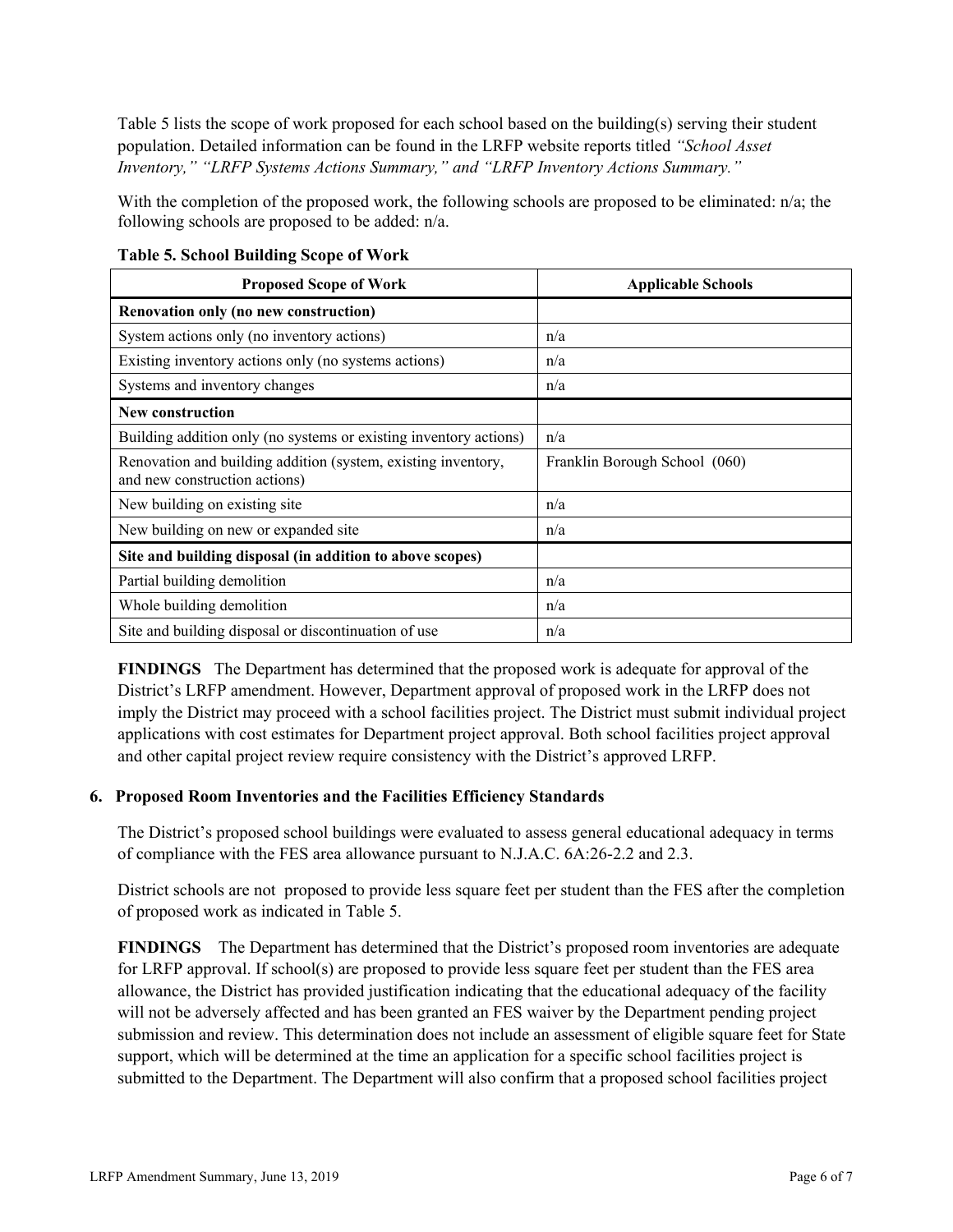Table 5 lists the scope of work proposed for each school based on the building(s) serving their student population. Detailed information can be found in the LRFP website reports titled *"School Asset Inventory," "LRFP Systems Actions Summary," and "LRFP Inventory Actions Summary."*

With the completion of the proposed work, the following schools are proposed to be eliminated: n/a; the following schools are proposed to be added: n/a.

**Table 5. School Building Scope of Work**

| Proposed Scope of Work | Applicable Schools |
|---|---|
| **Renovation only (no new construction)** | |
| System actions only (no inventory actions) | n/a |
| Existing inventory actions only (no systems actions) | n/a |
| Systems and inventory changes | n/a |
| **New construction** | |
| Building addition only (no systems or existing inventory actions) | n/a |
| Renovation and building addition (system, existing inventory, and new construction actions) | Franklin Borough School (060) |
| New building on existing site | n/a |
| New building on new or expanded site | n/a |
| **Site and building disposal (in addition to above scopes)** | |
| Partial building demolition | n/a |
| Whole building demolition | n/a |
| Site and building disposal or discontinuation of use | n/a |

**FINDINGS** The Department has determined that the proposed work is adequate for approval of the District's LRFP amendment. However, Department approval of proposed work in the LRFP does not imply the District may proceed with a school facilities project. The District must submit individual project applications with cost estimates for Department project approval. Both school facilities project approval and other capital project review require consistency with the District's approved LRFP.

## 6. Proposed Room Inventories and the Facilities Efficiency Standards

The District's proposed school buildings were evaluated to assess general educational adequacy in terms of compliance with the FES area allowance pursuant to N.J.A.C. 6A:26-2.2 and 2.3.

District schools are not proposed to provide less square feet per student than the FES after the completion of proposed work as indicated in Table 5.

**FINDINGS** The Department has determined that the District's proposed room inventories are adequate for LRFP approval. If school(s) are proposed to provide less square feet per student than the FES area allowance, the District has provided justification indicating that the educational adequacy of the facility will not be adversely affected and has been granted an FES waiver by the Department pending project submission and review. This determination does not include an assessment of eligible square feet for State support, which will be determined at the time an application for a specific school facilities project is submitted to the Department. The Department will also confirm that a proposed school facilities project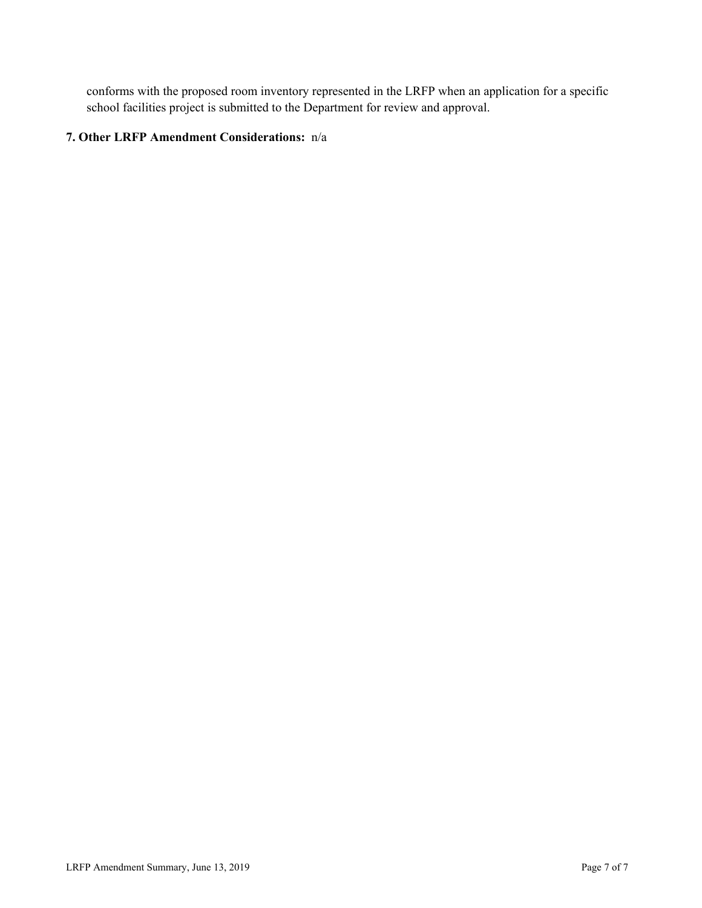conforms with the proposed room inventory represented in the LRFP when an application for a specific school facilities project is submitted to the Department for review and approval.

**7. Other LRFP Amendment Considerations:** n/a